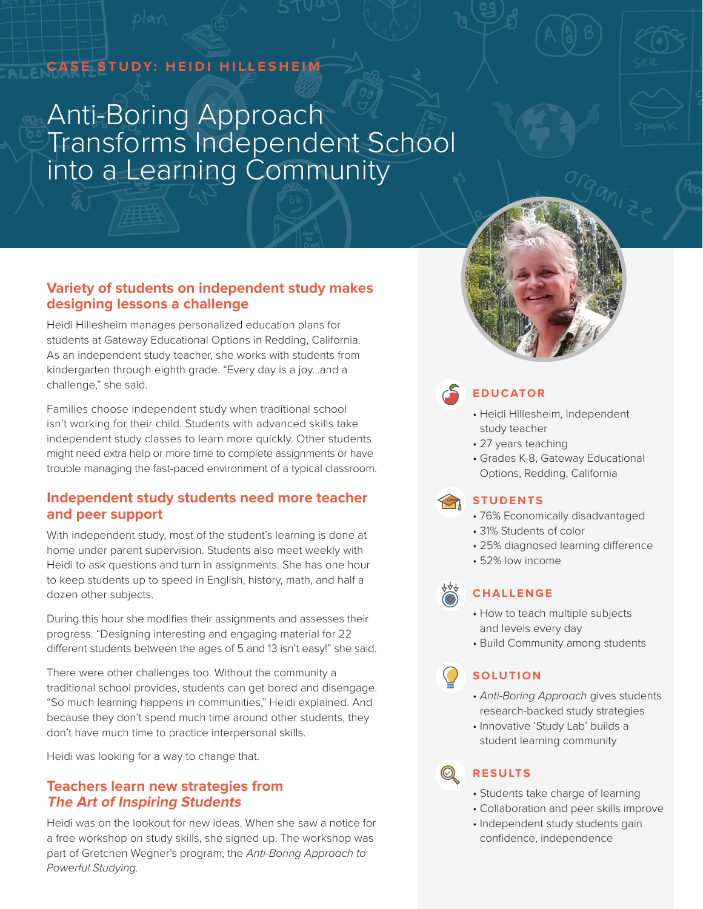CASE STUDY: HEIDI HILLESHEIM

# Anti-Boring Approach Transforms Independent School into a Learning Community

## Variety of students on independent study makes designing lessons a challenge

Heidi Hillesheim manages personalized education plans for students at Gateway Educational Options in Redding, California. As an independent study teacher, she works with students from kindergarten through eighth grade. "Every day is a joy…and a challenge," she said.

Families choose independent study when traditional school isn't working for their child. Students with advanced skills take independent study classes to learn more quickly. Other students might need extra help or more time to complete assignments or have trouble managing the fast-paced environment of a typical classroom.

## Independent study students need more teacher and peer support

With independent study, most of the student's learning is done at home under parent supervision. Students also meet weekly with Heidi to ask questions and turn in assignments. She has one hour to keep students up to speed in English, history, math, and half a dozen other subjects.

During this hour she modifies their assignments and assesses their progress. "Designing interesting and engaging material for 22 different students between the ages of 5 and 13 isn't easy!" she said.

There were other challenges too. Without the community a traditional school provides, students can get bored and disengage. "So much learning happens in communities," Heidi explained. And because they don't spend much time around other students, they don't have much time to practice interpersonal skills.

Heidi was looking for a way to change that.

## Teachers learn new strategies from *The Art of Inspiring Students*

Heidi was on the lookout for new ideas. When she saw a notice for a free workshop on study skills, she signed up. The workshop was part of Gretchen Wegner's program, the *Anti-Boring Approach to Powerful Studying.*

### EDUCATOR

- Heidi Hillesheim, Independent study teacher
- 27 years teaching
- Grades K-8, Gateway Educational Options, Redding, California

### STUDENTS

- 76% Economically disadvantaged
- 31% Students of color
- 25% diagnosed learning difference
- 52% low income

### CHALLENGE

- How to teach multiple subjects and levels every day
- Build Community among students

### SOLUTION

- *Anti-Boring Approach* gives students research-backed study strategies
- Innovative 'Study Lab' builds a student learning community

### RESULTS

- Students take charge of learning
- Collaboration and peer skills improve
- Independent study students gain confidence, independence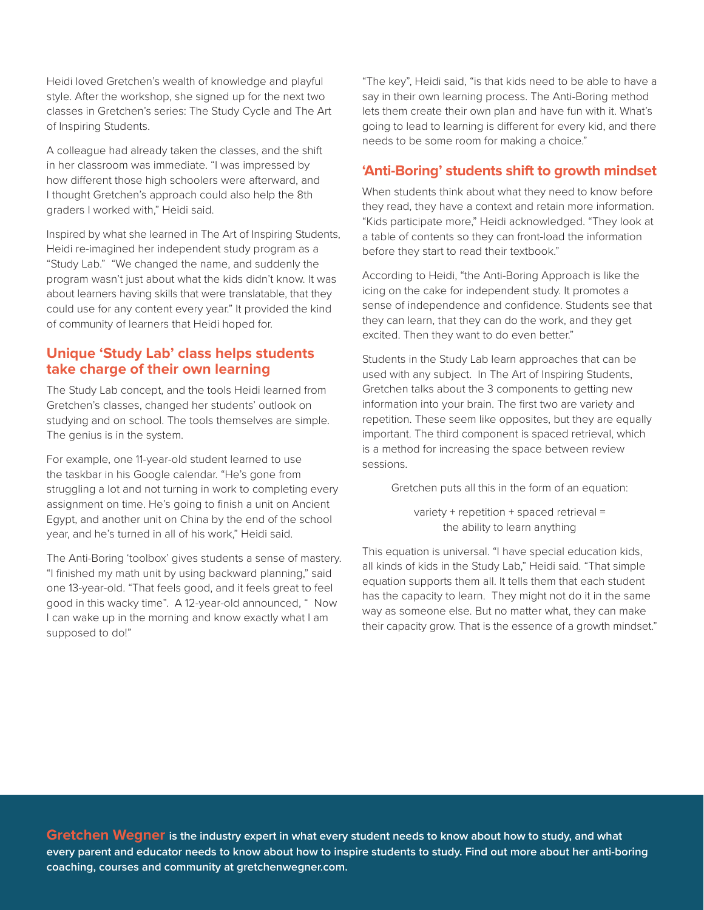Heidi loved Gretchen's wealth of knowledge and playful style. After the workshop, she signed up for the next two classes in Gretchen's series: The Study Cycle and The Art of Inspiring Students.

A colleague had already taken the classes, and the shift in her classroom was immediate. "I was impressed by how different those high schoolers were afterward, and I thought Gretchen's approach could also help the 8th graders I worked with," Heidi said.

Inspired by what she learned in The Art of Inspiring Students, Heidi re-imagined her independent study program as a "Study Lab." "We changed the name, and suddenly the program wasn't just about what the kids didn't know. It was about learners having skills that were translatable, that they could use for any content every year." It provided the kind of community of learners that Heidi hoped for.

## Unique 'Study Lab' class helps students take charge of their own learning

The Study Lab concept, and the tools Heidi learned from Gretchen's classes, changed her students' outlook on studying and on school. The tools themselves are simple. The genius is in the system.

For example, one 11-year-old student learned to use the taskbar in his Google calendar. "He's gone from struggling a lot and not turning in work to completing every assignment on time. He's going to finish a unit on Ancient Egypt, and another unit on China by the end of the school year, and he's turned in all of his work," Heidi said.

The Anti-Boring 'toolbox' gives students a sense of mastery. "I finished my math unit by using backward planning," said one 13-year-old. "That feels good, and it feels great to feel good in this wacky time". A 12-year-old announced, " Now I can wake up in the morning and know exactly what I am supposed to do!"

"The key", Heidi said, "is that kids need to be able to have a say in their own learning process. The Anti-Boring method lets them create their own plan and have fun with it. What's going to lead to learning is different for every kid, and there needs to be some room for making a choice."

## 'Anti-Boring' students shift to growth mindset

When students think about what they need to know before they read, they have a context and retain more information. "Kids participate more," Heidi acknowledged. "They look at a table of contents so they can front-load the information before they start to read their textbook."

According to Heidi, "the Anti-Boring Approach is like the icing on the cake for independent study. It promotes a sense of independence and confidence. Students see that they can learn, that they can do the work, and they get excited. Then they want to do even better."

Students in the Study Lab learn approaches that can be used with any subject. In The Art of Inspiring Students, Gretchen talks about the 3 components to getting new information into your brain. The first two are variety and repetition. These seem like opposites, but they are equally important. The third component is spaced retrieval, which is a method for increasing the space between review sessions.

Gretchen puts all this in the form of an equation:

variety + repetition + spaced retrieval =
the ability to learn anything

This equation is universal. "I have special education kids, all kinds of kids in the Study Lab," Heidi said. "That simple equation supports them all. It tells them that each student has the capacity to learn. They might not do it in the same way as someone else. But no matter what, they can make their capacity grow. That is the essence of a growth mindset."

**Gretchen Wegner is the industry expert in what every student needs to know about how to study, and what every parent and educator needs to know about how to inspire students to study. Find out more about her anti-boring coaching, courses and community at gretchenwegner.com.**